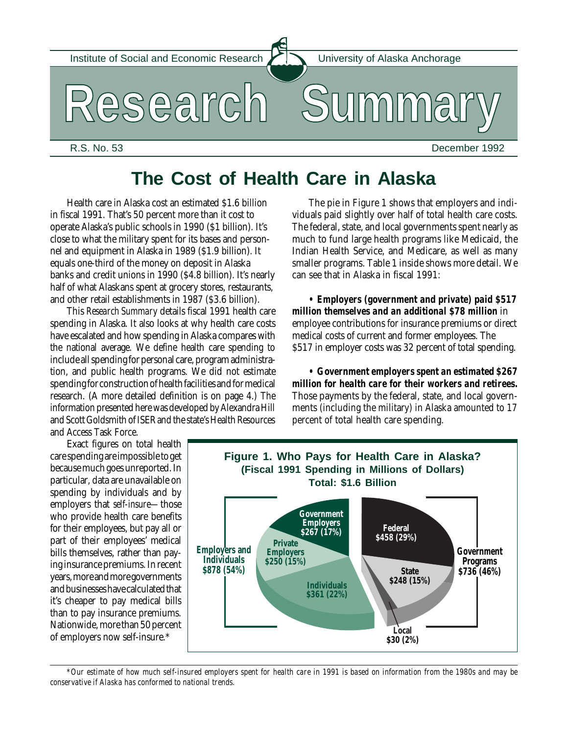Institute of Social and Economic Research — University of Alaska Anchorage

# Research Summary

R.S. No. 53 — December 1992

## The Cost of Health Care in Alaska

Health care in Alaska cost an estimated $1.6 billion in fiscal 1991. That's 50 percent more than it cost to operate Alaska's public schools in 1990 ($1 billion). It's close to what the military spent for its bases and personnel and equipment in Alaska in 1989 ($1.9 billion). It equals one-third of the money on deposit in Alaska banks and credit unions in 1990 ($4.8 billion). It's nearly half of what Alaskans spent at grocery stores, restaurants, and other retail establishments in 1987 ($3.6 billion).

This *Research Summary* details fiscal 1991 health care spending in Alaska. It also looks at why health care costs have escalated and how spending in Alaska compares with the national average. We define health care spending to include all spending for personal care, program administration, and public health programs. We did not estimate spending for construction of health facilities and for medical research. (A more detailed definition is on page 4.) The information presented here was developed by Alexandra Hill and Scott Goldsmith of ISER and the state's Health Resources and Access Task Force.

Exact figures on total health care spending are impossible to get because much goes unreported. In particular, data are unavailable on spending by individuals and by employers that *self-insure*—those who provide health care benefits for their employees, but pay all or part of their employees' medical bills themselves, rather than paying insurance premiums. In recent years, more and more governments and businesses have calculated that it's cheaper to pay medical bills than to pay insurance premiums. Nationwide, more than 50 percent of employers now self-insure.*

The pie in Figure 1 shows that employers and individuals paid slightly over half of total health care costs. The federal, state, and local governments spent nearly as much to fund large health programs like Medicaid, the Indian Health Service, and Medicare, as well as many smaller programs. Table 1 inside shows more detail. We can see that in Alaska in fiscal 1991:

- ***Employers (government and private) paid $517 million themselves and an additional $78 million*** in employee contributions for insurance premiums or direct medical costs of current and former employees. The $517 in employer costs was 32 percent of total spending.

- ***Government employers spent an estimated $267 million for health care for their workers and retirees.*** Those payments by the federal, state, and local governments (including the military) in Alaska amounted to 17 percent of total health care spending.

**Figure 1. Who Pays for Health Care in Alaska? (Fiscal 1991 Spending in Millions of Dollars) Total: $1.6 Billion**

| Category | Payer | Spending |
|---|---|---|
| Employers and Individuals $878 (54%) | Government Employers | $267 (17%) |
| | Private Employers | $250 (15%) |
| | Individuals | $361 (22%) |
| Government Programs $736 (46%) | Federal | $458 (29%) |
| | State | $248 (15%) |
| | Local | $30 (2%) |

*Our estimate of how much self-insured employers spent for health care in 1991 is based on information from the 1980s and may be conservative if Alaska has conformed to national trends.*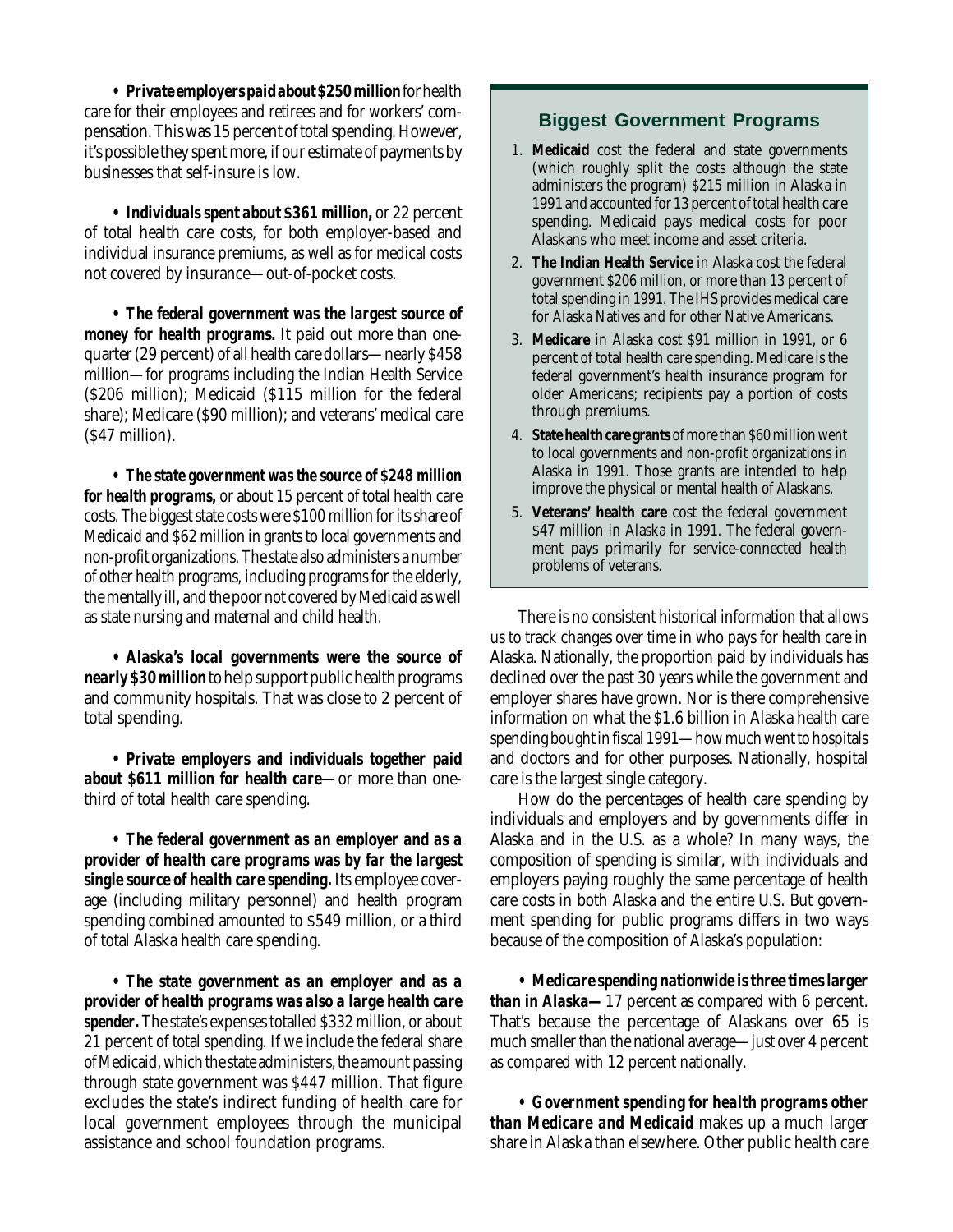**• Private employers paid about $250 million** for health care for their employees and retirees and for workers' compensation. This was 15 percent of total spending. However, it's possible they spent more, if our estimate of payments by businesses that self-insure is low.

**• Individuals spent about $361 million,** or 22 percent of total health care costs, for both employer-based and individual insurance premiums, as well as for medical costs not covered by insurance—out-of-pocket costs.

**• The federal government was the largest source of money for health programs.** It paid out more than one-quarter (29 percent) of all health care dollars—nearly $458 million—for programs including the Indian Health Service ($206 million); Medicaid ($115 million for the federal share); Medicare ($90 million); and veterans' medical care ($47 million).

**• The state government was the source of $248 million for health programs,** or about 15 percent of total health care costs. The biggest state costs were $100 million for its share of Medicaid and $62 million in grants to local governments and non-profit organizations. The state also administers a number of other health programs, including programs for the elderly, the mentally ill, and the poor not covered by Medicaid as well as state nursing and maternal and child health.

**• Alaska's local governments were the source of nearly $30 million** to help support public health programs and community hospitals. That was close to 2 percent of total spending.

**• Private employers and individuals together paid about $611 million for health care**—or more than one-third of total health care spending.

**• The federal government as an employer and as a provider of health care programs was by far the largest single source of health care spending.** Its employee coverage (including military personnel) and health program spending combined amounted to $549 million, or a third of total Alaska health care spending.

**• The state government as an employer and as a provider of health programs was also a large health care spender.** The state's expenses totalled $332 million, or about 21 percent of total spending. If we include the federal share of Medicaid, which the state administers, the amount passing through state government was $447 million. That figure excludes the state's indirect funding of health care for local government employees through the municipal assistance and school foundation programs.

### Biggest Government Programs

1. **Medicaid** cost the federal and state governments (which roughly split the costs although the state administers the program) $215 million in Alaska in 1991 and accounted for 13 percent of total health care spending. Medicaid pays medical costs for poor Alaskans who meet income and asset criteria.
2. **The Indian Health Service** in Alaska cost the federal government $206 million, or more than 13 percent of total spending in 1991. The IHS provides medical care for Alaska Natives and for other Native Americans.
3. **Medicare** in Alaska cost $91 million in 1991, or 6 percent of total health care spending. Medicare is the federal government's health insurance program for older Americans; recipients pay a portion of costs through premiums.
4. **State health care grants** of more than $60 million went to local governments and non-profit organizations in Alaska in 1991. Those grants are intended to help improve the physical or mental health of Alaskans.
5. **Veterans' health care** cost the federal government $47 million in Alaska in 1991. The federal government pays primarily for service-connected health problems of veterans.

There is no consistent historical information that allows us to track changes over time in who pays for health care in Alaska. Nationally, the proportion paid by individuals has declined over the past 30 years while the government and employer shares have grown. Nor is there comprehensive information on what the $1.6 billion in Alaska health care spending bought in fiscal 1991—how much went to hospitals and doctors and for other purposes. Nationally, hospital care is the largest single category.

How do the percentages of health care spending by individuals and employers and by governments differ in Alaska and in the U.S. as a whole? In many ways, the composition of spending is similar, with individuals and employers paying roughly the same percentage of health care costs in both Alaska and the entire U.S. But government spending for public programs differs in two ways because of the composition of Alaska's population:

**• Medicare spending nationwide is three times larger than in Alaska—** 17 percent as compared with 6 percent. That's because the percentage of Alaskans over 65 is much smaller than the national average—just over 4 percent as compared with 12 percent nationally.

**• Government spending for health programs other than Medicare and Medicaid** makes up a much larger share in Alaska than elsewhere. Other public health care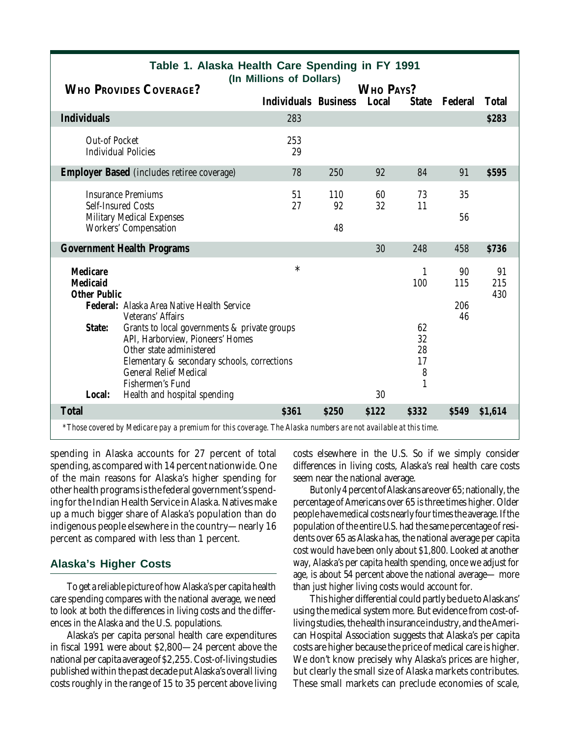**Table 1. Alaska Health Care Spending in FY 1991**
**(In Millions of Dollars)**

| **Who Provides Coverage?** | **Who Pays?** | | | | | |
|---|---|---|---|---|---|---|
| | **Individuals** | **Business** | **Local** | **State** | **Federal** | **Total** |
| **Individuals** | 283 | | | | | **$283** |
| Out-of Pocket | 253 | | | | | |
| Individual Policies | 29 | | | | | |
| **Employer Based** (includes retiree coverage) | 78 | 250 | 92 | 84 | 91 | **$595** |
| Insurance Premiums | 51 | 110 | 60 | 73 | 35 | |
| Self-Insured Costs | 27 | 92 | 32 | 11 | | |
| Military Medical Expenses | | | | | 56 | |
| Workers' Compensation | | 48 | | | | |
| **Government Health Programs** | | | 30 | 248 | 458 | **$736** |
| **Medicare** | * | | | 1 | 90 | 91 |
| **Medicaid** | | | | 100 | 115 | 215 |
| **Other Public** | | | | | | 430 |
| **Federal:** Alaska Area Native Health Service | | | | | 206 | |
| Veterans' Affairs | | | | | 46 | |
| **State:** Grants to local governments & private groups | | | | 62 | | |
| API, Harborview, Pioneers' Homes | | | | 32 | | |
| Other state administered | | | | 28 | | |
| Elementary & secondary schools, corrections | | | | 17 | | |
| General Relief Medical | | | | 8 | | |
| Fishermen's Fund | | | | 1 | | |
| **Local:** Health and hospital spending | | | 30 | | | |
| **Total** | **$361** | **$250** | **$122** | **$332** | **$549** | **$1,614** |

*\*Those covered by Medicare pay a premium for this coverage. The Alaska numbers are not available at this time.*

spending in Alaska accounts for 27 percent of total spending, as compared with 14 percent nationwide. One of the main reasons for Alaska's higher spending for other health programs is the federal government's spending for the Indian Health Service in Alaska. Natives make up a much bigger share of Alaska's population than do indigenous people elsewhere in the country—nearly 16 percent as compared with less than 1 percent.

## Alaska's Higher Costs

To get a reliable picture of how Alaska's per capita health care spending compares with the national average, we need to look at both the differences in living costs and the differences in the Alaska and the U.S. populations.

Alaska's per capita *personal* health care expenditures in fiscal 1991 were about $2,800—24 percent above the national per capita average of $2,255. Cost-of-living studies published within the past decade put Alaska's overall living costs roughly in the range of 15 to 35 percent above living costs elsewhere in the U.S. So if we simply consider differences in living costs, Alaska's real health care costs seem near the national average.

But only 4 percent of Alaskans are over 65; nationally, the percentage of Americans over 65 is three times higher. Older people have medical costs nearly four times the average. If the population of the entire U.S. had the same percentage of residents over 65 as Alaska has, the national average per capita cost would have been only about $1,800. Looked at another way, Alaska's per capita health spending, once we adjust for age, is about 54 percent above the national average— more than just higher living costs would account for.

This higher differential could partly be due to Alaskans' using the medical system more. But evidence from cost-of-living studies, the health insurance industry, and the American Hospital Association suggests that Alaska's per capita costs are higher because the price of medical care is higher. We don't know precisely why Alaska's prices are higher, but clearly the small size of Alaska markets contributes. These small markets can preclude economies of scale,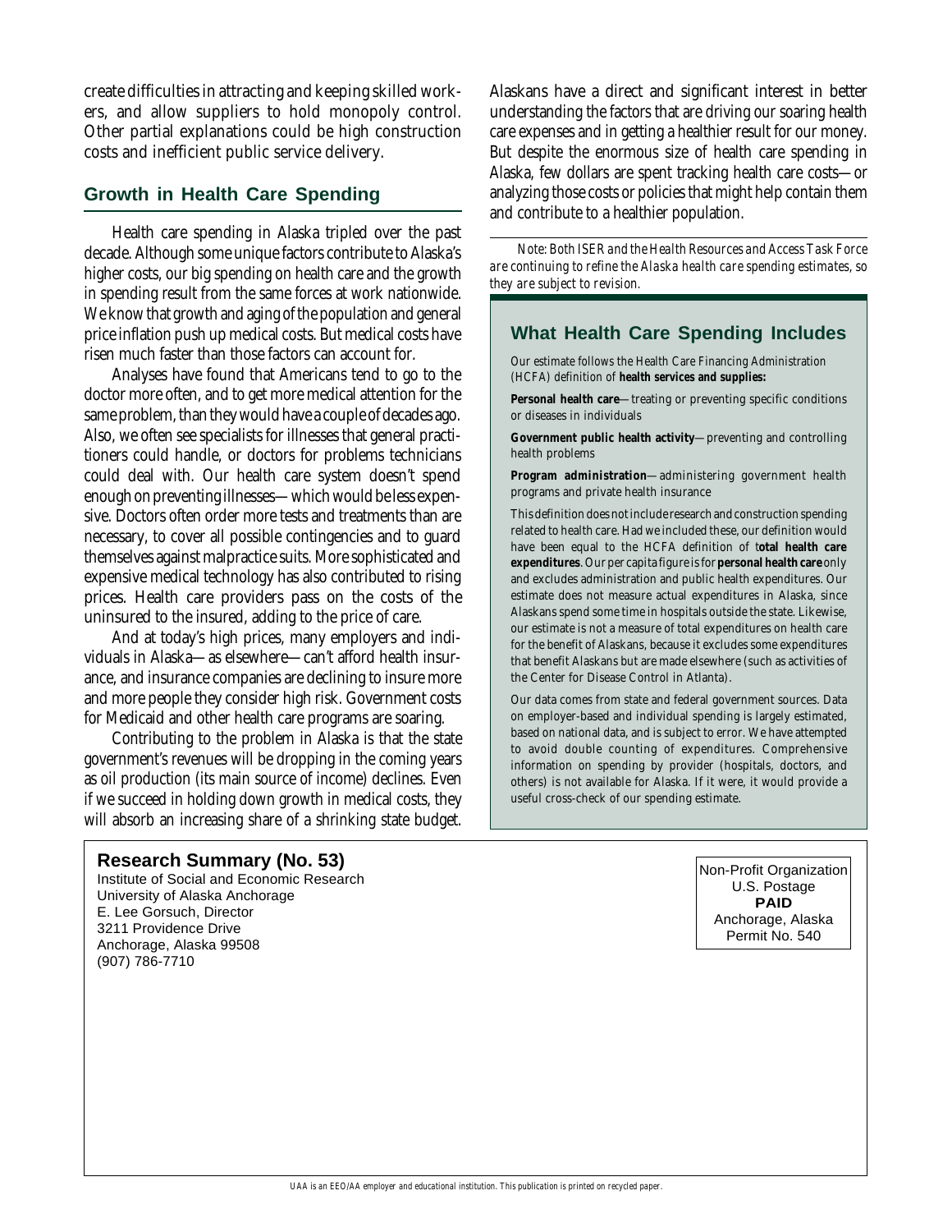create difficulties in attracting and keeping skilled workers, and allow suppliers to hold monopoly control. Other partial explanations could be high construction costs and inefficient public service delivery.

## Growth in Health Care Spending

Health care spending in Alaska tripled over the past decade. Although some unique factors contribute to Alaska's higher costs, our big spending on health care and the growth in spending result from the same forces at work nationwide. We know that growth and aging of the population and general price inflation push up medical costs. But medical costs have risen much faster than those factors can account for.

Analyses have found that Americans tend to go to the doctor more often, and to get more medical attention for the same problem, than they would have a couple of decades ago. Also, we often see specialists for illnesses that general practitioners could handle, or doctors for problems technicians could deal with. Our health care system doesn't spend enough on preventing illnesses—which would be less expensive. Doctors often order more tests and treatments than are necessary, to cover all possible contingencies and to guard themselves against malpractice suits. More sophisticated and expensive medical technology has also contributed to rising prices. Health care providers pass on the costs of the uninsured to the insured, adding to the price of care.

And at today's high prices, many employers and individuals in Alaska—as elsewhere—can't afford health insurance, and insurance companies are declining to insure more and more people they consider high risk. Government costs for Medicaid and other health care programs are soaring.

Contributing to the problem in Alaska is that the state government's revenues will be dropping in the coming years as oil production (its main source of income) declines. Even if we succeed in holding down growth in medical costs, they will absorb an increasing share of a shrinking state budget.

Alaskans have a direct and significant interest in better understanding the factors that are driving our soaring health care expenses and in getting a healthier result for our money. But despite the enormous size of health care spending in Alaska, few dollars are spent tracking health care costs—or analyzing those costs or policies that might help contain them and contribute to a healthier population.

*Note: Both ISER and the Health Resources and Access Task Force are continuing to refine the Alaska health care spending estimates, so they are subject to revision.*

## What Health Care Spending Includes

Our estimate follows the Health Care Financing Administration (HCFA) definition of **health services and supplies:**

**Personal health care**—treating or preventing specific conditions or diseases in individuals

**Government public health activity**—preventing and controlling health problems

**Program administration**—administering government health programs and private health insurance

This definition does not include research and construction spending related to health care. Had we included these, our definition would have been equal to the HCFA definition of **total health care expenditures**. Our per capita figure is for **personal health care** only and excludes administration and public health expenditures. Our estimate does not measure actual expenditures in Alaska, since Alaskans spend some time in hospitals outside the state. Likewise, our estimate is not a measure of total expenditures on health care for the benefit of Alaskans, because it excludes some expenditures that benefit Alaskans but are made elsewhere (such as activities of the Center for Disease Control in Atlanta).

Our data comes from state and federal government sources. Data on employer-based and individual spending is largely estimated, based on national data, and is subject to error. We have attempted to avoid double counting of expenditures. Comprehensive information on spending by provider (hospitals, doctors, and others) is not available for Alaska. If it were, it would provide a useful cross-check of our spending estimate.

**Research Summary (No. 53)**
Institute of Social and Economic Research
University of Alaska Anchorage
E. Lee Gorsuch, Director
3211 Providence Drive
Anchorage, Alaska 99508
(907) 786-7710

Non-Profit Organization
U.S. Postage
**PAID**
Anchorage, Alaska
Permit No. 540

*UAA is an EEO/AA employer and educational institution. This publication is printed on recycled paper.*